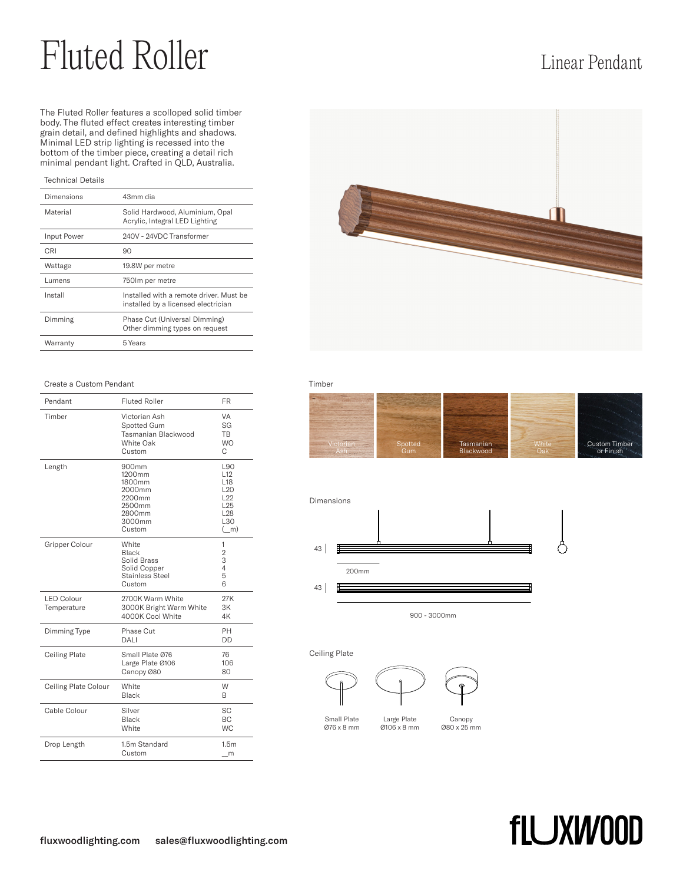# Fluted Roller

## Linear Pendant

The Fluted Roller features a scolloped solid timber body. The fluted effect creates interesting timber grain detail, and defined highlights and shadows. Minimal LED strip lighting is recessed into the bottom of the timber piece, creating a detail rich minimal pendant light. Crafted in QLD, Australia.

### Technical Details

| | |
|---|---|
| Dimensions | 43mm dia |
| Material | Solid Hardwood, Aluminium, Opal Acrylic, Integral LED Lighting |
| Input Power | 240V - 24VDC Transformer |
| CRI | 90 |
| Wattage | 19.8W per metre |
| Lumens | 750lm per metre |
| Install | Installed with a remote driver. Must be installed by a licensed electrician |
| Dimming | Phase Cut (Universal Dimming)<br>Other dimming types on request |
| Warranty | 5 Years |

### Create a Custom Pendant

| | | |
|---|---|---|
| Pendant | Fluted Roller | FR |
| Timber | Victorian Ash<br>Spotted Gum<br>Tasmanian Blackwood<br>White Oak<br>Custom | VA<br>SG<br>TB<br>WO<br>C |
| Length | 900mm<br>1200mm<br>1800mm<br>2000mm<br>2200mm<br>2500mm<br>2800mm<br>3000mm<br>Custom | L90<br>L12<br>L18<br>L20<br>L22<br>L25<br>L28<br>L30<br>(_m) |
| Gripper Colour | White<br>Black<br>Solid Brass<br>Solid Copper<br>Stainless Steel<br>Custom | 1<br>2<br>3<br>4<br>5<br>6 |
| LED Colour Temperature | 2700K Warm White<br>3000K Bright Warm White<br>4000K Cool White | 27K<br>3K<br>4K |
| Dimming Type | Phase Cut<br>DALI | PH<br>DD |
| Ceiling Plate | Small Plate Ø76<br>Large Plate Ø106<br>Canopy Ø80 | 76<br>106<br>80 |
| Ceiling Plate Colour | White<br>Black | W<br>B |
| Cable Colour | Silver<br>Black<br>White | SC<br>BC<br>WC |
| Drop Length | 1.5m Standard<br>Custom | 1.5m<br>_m |

### Timber

Victorian Ash | Spotted Gum | Tasmanian Blackwood | White Oak | Custom Timber or Finish

### Dimensions

43

200mm

43

900 - 3000mm

### Ceiling Plate

Small Plate Ø76 x 8 mm | Large Plate Ø106 x 8 mm | Canopy Ø80 x 25 mm

fluxwoodlighting.com sales@fluxwoodlighting.com

FLUXWOOD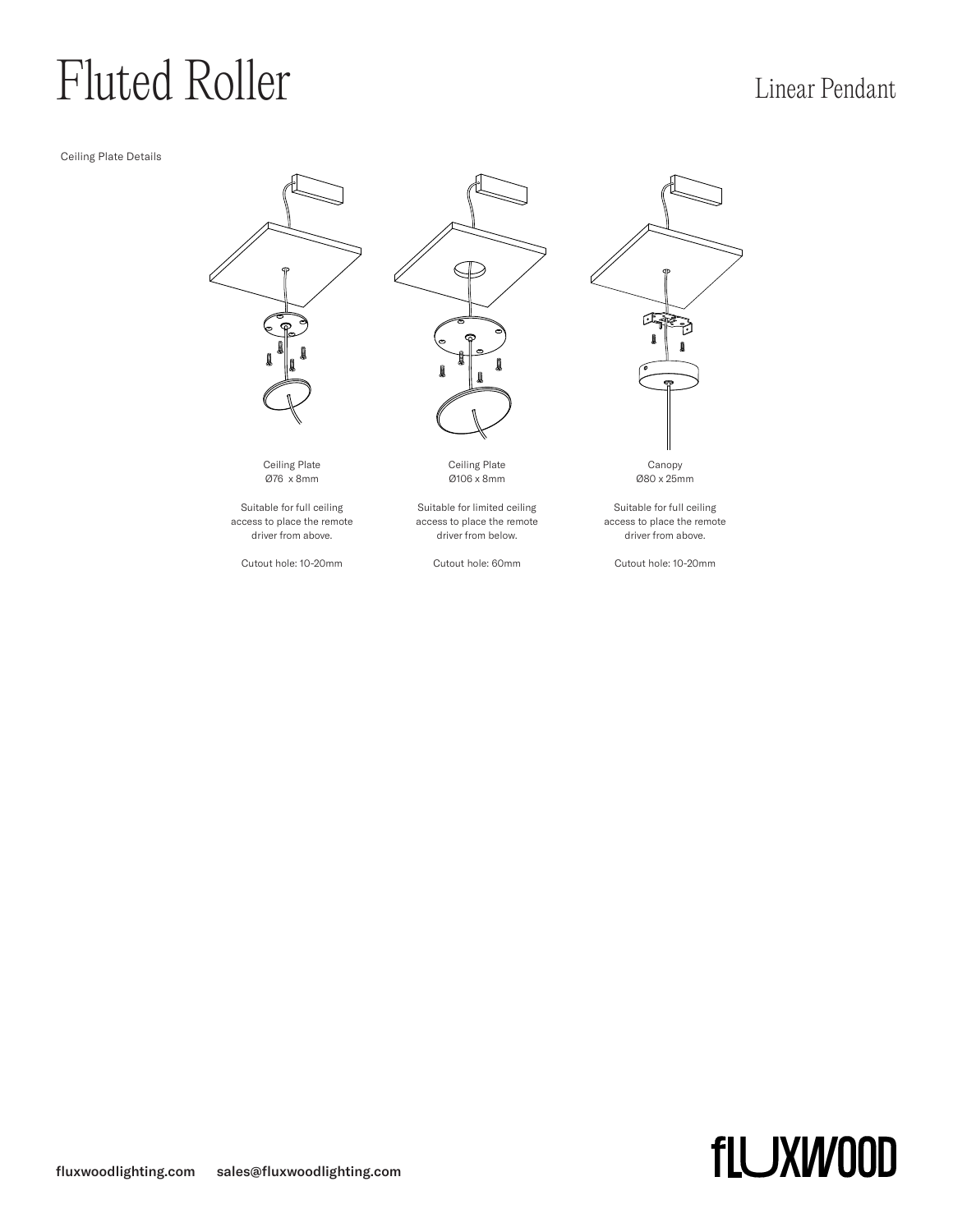# Fluted Roller

Linear Pendant

Ceiling Plate Details

Ceiling Plate
Ø76 x 8mm

Suitable for full ceiling access to place the remote driver from above.

Cutout hole: 10-20mm

Ceiling Plate
Ø106 x 8mm

Suitable for limited ceiling access to place the remote driver from below.

Cutout hole: 60mm

Canopy
Ø80 x 25mm

Suitable for full ceiling access to place the remote driver from above.

Cutout hole: 10-20mm

fluxwoodlighting.com sales@fluxwoodlighting.com

fLUXWOOD